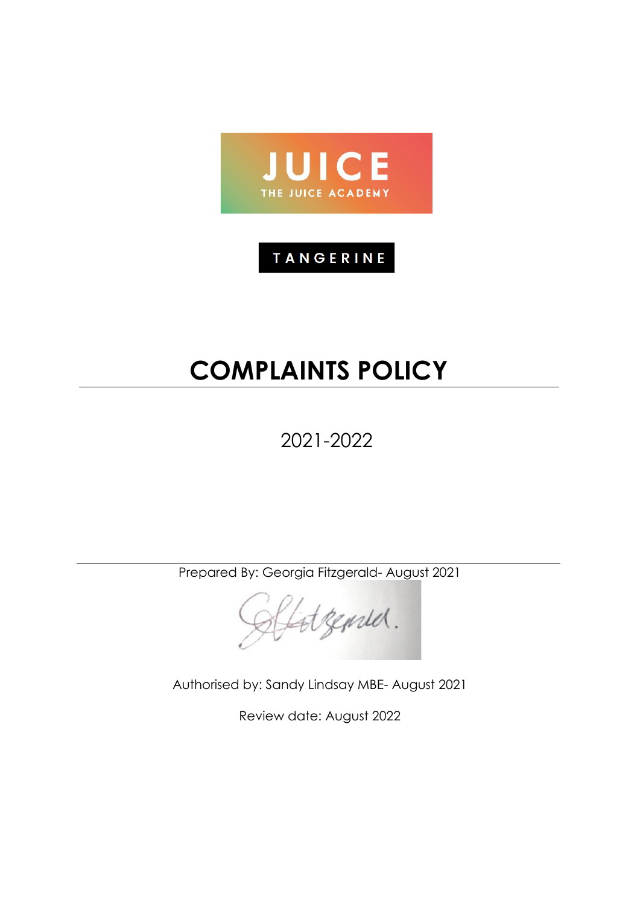JUICE

THE JUICE ACADEMY

TANGERINE

# COMPLAINTS POLICY

2021-2022

Prepared By: Georgia Fitzgerald- August 2021

Authorised by: Sandy Lindsay MBE- August 2021

Review date: August 2022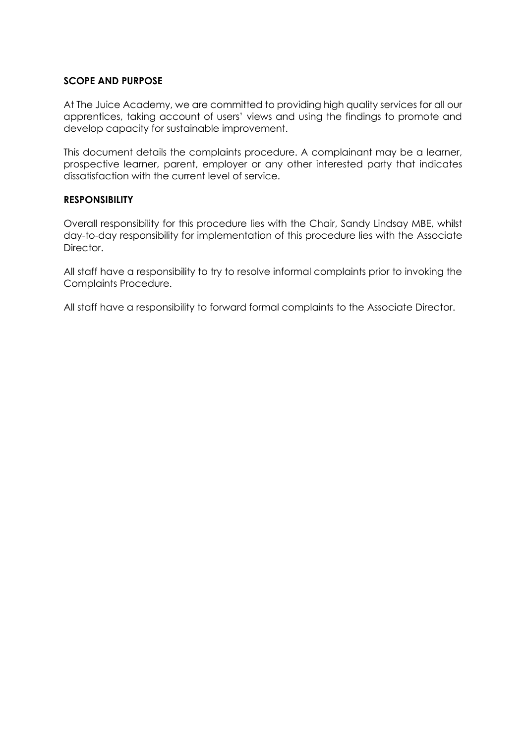**SCOPE AND PURPOSE**

At The Juice Academy, we are committed to providing high quality services for all our apprentices, taking account of users' views and using the findings to promote and develop capacity for sustainable improvement.

This document details the complaints procedure. A complainant may be a learner, prospective learner, parent, employer or any other interested party that indicates dissatisfaction with the current level of service.

**RESPONSIBILITY**

Overall responsibility for this procedure lies with the Chair, Sandy Lindsay MBE, whilst day-to-day responsibility for implementation of this procedure lies with the Associate Director.

All staff have a responsibility to try to resolve informal complaints prior to invoking the Complaints Procedure.

All staff have a responsibility to forward formal complaints to the Associate Director.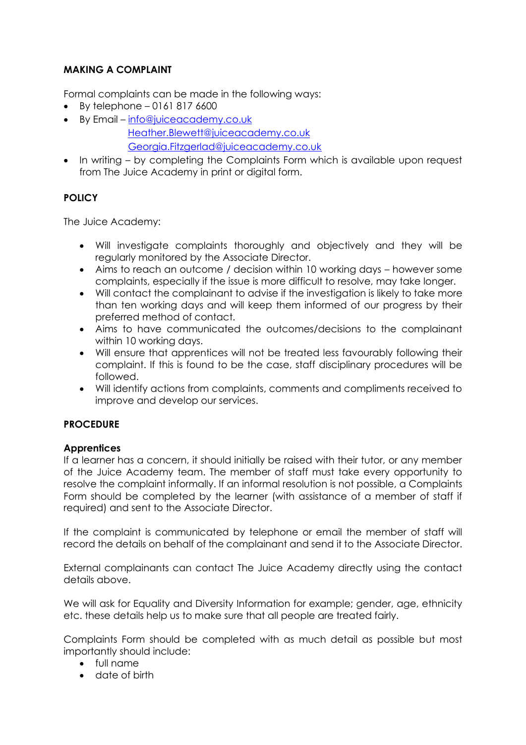**MAKING A COMPLAINT**

Formal complaints can be made in the following ways:

- By telephone – 0161 817 6600
- By Email – info@juiceacademy.co.uk
  Heather.Blewett@juiceacademy.co.uk
  Georgia.Fitzgerlad@juiceacademy.co.uk
- In writing – by completing the Complaints Form which is available upon request from The Juice Academy in print or digital form.

**POLICY**

The Juice Academy:

- Will investigate complaints thoroughly and objectively and they will be regularly monitored by the Associate Director.
- Aims to reach an outcome / decision within 10 working days – however some complaints, especially if the issue is more difficult to resolve, may take longer.
- Will contact the complainant to advise if the investigation is likely to take more than ten working days and will keep them informed of our progress by their preferred method of contact.
- Aims to have communicated the outcomes/decisions to the complainant within 10 working days.
- Will ensure that apprentices will not be treated less favourably following their complaint. If this is found to be the case, staff disciplinary procedures will be followed.
- Will identify actions from complaints, comments and compliments received to improve and develop our services.

**PROCEDURE**

**Apprentices**

If a learner has a concern, it should initially be raised with their tutor, or any member of the Juice Academy team. The member of staff must take every opportunity to resolve the complaint informally. If an informal resolution is not possible, a Complaints Form should be completed by the learner (with assistance of a member of staff if required) and sent to the Associate Director.

If the complaint is communicated by telephone or email the member of staff will record the details on behalf of the complainant and send it to the Associate Director.

External complainants can contact The Juice Academy directly using the contact details above.

We will ask for Equality and Diversity Information for example; gender, age, ethnicity etc. these details help us to make sure that all people are treated fairly.

Complaints Form should be completed with as much detail as possible but most importantly should include:

- full name
- date of birth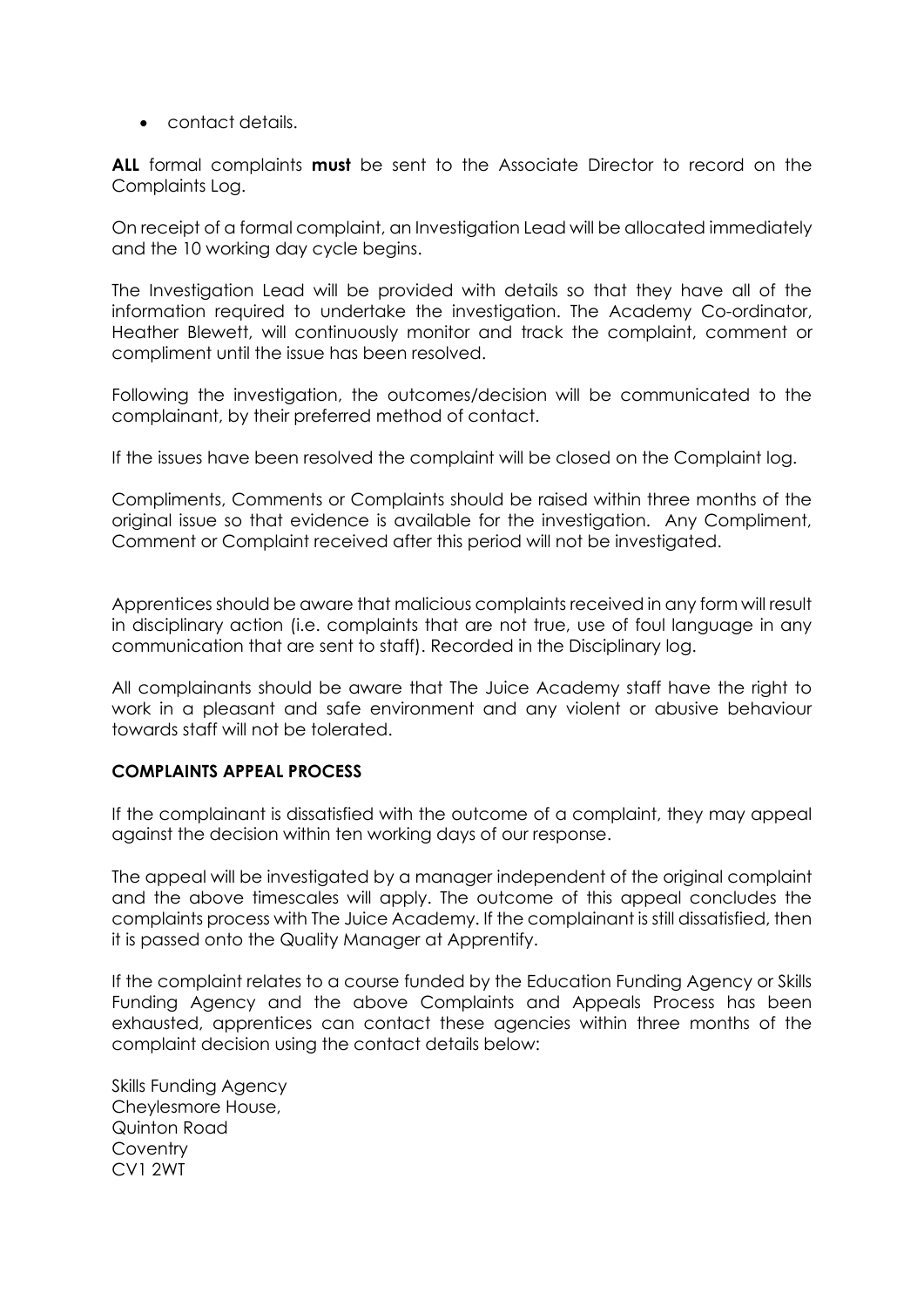- contact details.

**ALL** formal complaints **must** be sent to the Associate Director to record on the Complaints Log.

On receipt of a formal complaint, an Investigation Lead will be allocated immediately and the 10 working day cycle begins.

The Investigation Lead will be provided with details so that they have all of the information required to undertake the investigation. The Academy Co-ordinator, Heather Blewett, will continuously monitor and track the complaint, comment or compliment until the issue has been resolved.

Following the investigation, the outcomes/decision will be communicated to the complainant, by their preferred method of contact.

If the issues have been resolved the complaint will be closed on the Complaint log.

Compliments, Comments or Complaints should be raised within three months of the original issue so that evidence is available for the investigation. Any Compliment, Comment or Complaint received after this period will not be investigated.

Apprentices should be aware that malicious complaints received in any form will result in disciplinary action (i.e. complaints that are not true, use of foul language in any communication that are sent to staff). Recorded in the Disciplinary log.

All complainants should be aware that The Juice Academy staff have the right to work in a pleasant and safe environment and any violent or abusive behaviour towards staff will not be tolerated.

**COMPLAINTS APPEAL PROCESS**

If the complainant is dissatisfied with the outcome of a complaint, they may appeal against the decision within ten working days of our response.

The appeal will be investigated by a manager independent of the original complaint and the above timescales will apply. The outcome of this appeal concludes the complaints process with The Juice Academy. If the complainant is still dissatisfied, then it is passed onto the Quality Manager at Apprentify.

If the complaint relates to a course funded by the Education Funding Agency or Skills Funding Agency and the above Complaints and Appeals Process has been exhausted, apprentices can contact these agencies within three months of the complaint decision using the contact details below:

Skills Funding Agency
Cheylesmore House,
Quinton Road
Coventry
CV1 2WT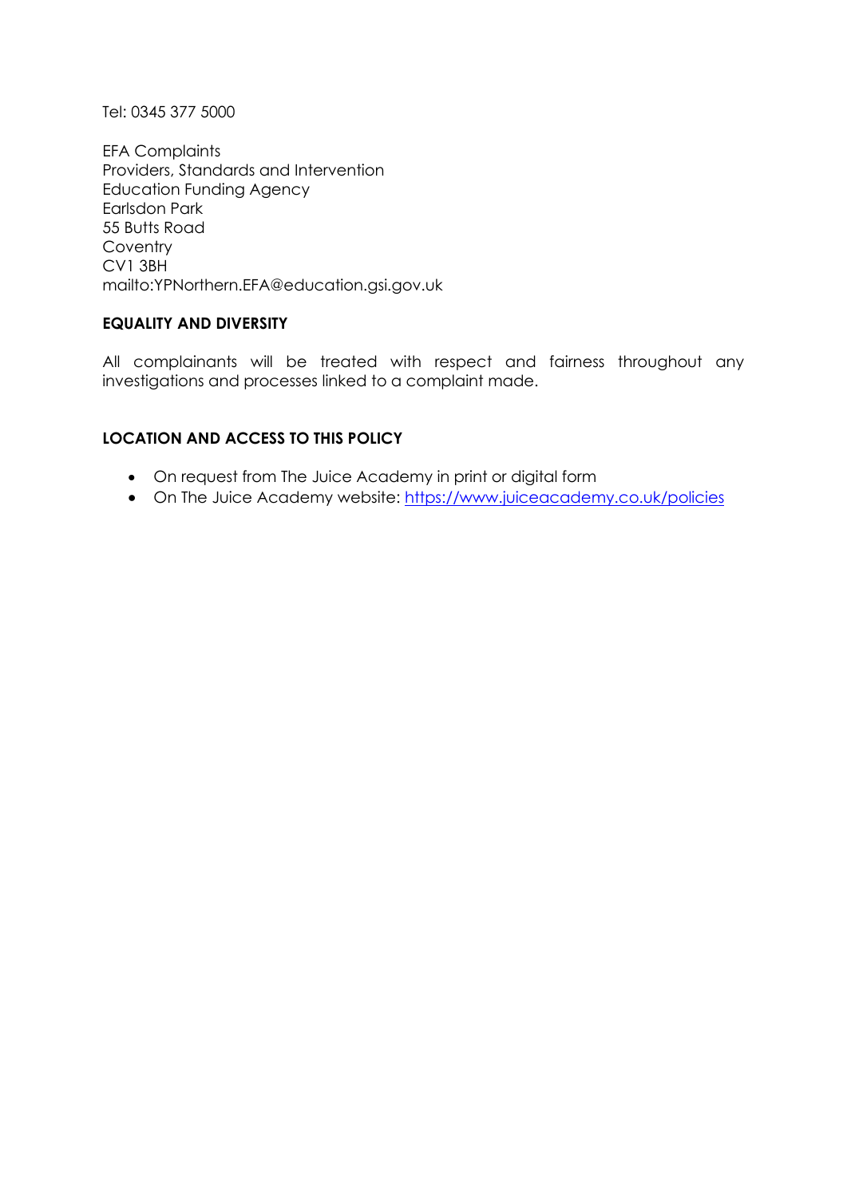Tel: 0345 377 5000

EFA Complaints
Providers, Standards and Intervention
Education Funding Agency
Earlsdon Park
55 Butts Road
Coventry
CV1 3BH
mailto:YPNorthern.EFA@education.gsi.gov.uk

**EQUALITY AND DIVERSITY**

All complainants will be treated with respect and fairness throughout any investigations and processes linked to a complaint made.

**LOCATION AND ACCESS TO THIS POLICY**

- On request from The Juice Academy in print or digital form
- On The Juice Academy website: https://www.juiceacademy.co.uk/policies